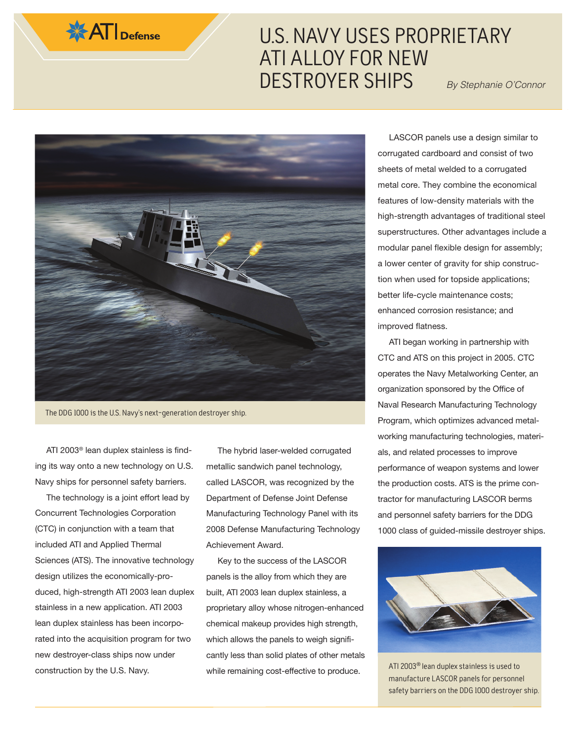ATI Defense

# U.S. NAVY USES PROPRIETARY ATI ALLOY FOR NEW DESTROYER SHIPS

*By Stephanie O'Connor*

The DDG 1000 is the U.S. Navy's next-generation destroyer ship.

ATI 2003® lean duplex stainless is finding its way onto a new technology on U.S. Navy ships for personnel safety barriers.

The technology is a joint effort lead by Concurrent Technologies Corporation (CTC) in conjunction with a team that included ATI and Applied Thermal Sciences (ATS). The innovative technology design utilizes the economically-produced, high-strength ATI 2003 lean duplex stainless in a new application. ATI 2003 lean duplex stainless has been incorporated into the acquisition program for two new destroyer-class ships now under construction by the U.S. Navy.

The hybrid laser-welded corrugated metallic sandwich panel technology, called LASCOR, was recognized by the Department of Defense Joint Defense Manufacturing Technology Panel with its 2008 Defense Manufacturing Technology Achievement Award.

Key to the success of the LASCOR panels is the alloy from which they are built, ATI 2003 lean duplex stainless, a proprietary alloy whose nitrogen-enhanced chemical makeup provides high strength, which allows the panels to weigh significantly less than solid plates of other metals while remaining cost-effective to produce.

LASCOR panels use a design similar to corrugated cardboard and consist of two sheets of metal welded to a corrugated metal core. They combine the economical features of low-density materials with the high-strength advantages of traditional steel superstructures. Other advantages include a modular panel flexible design for assembly; a lower center of gravity for ship construction when used for topside applications; better life-cycle maintenance costs; enhanced corrosion resistance; and improved flatness.

ATI began working in partnership with CTC and ATS on this project in 2005. CTC operates the Navy Metalworking Center, an organization sponsored by the Office of Naval Research Manufacturing Technology Program, which optimizes advanced metalworking manufacturing technologies, materials, and related processes to improve performance of weapon systems and lower the production costs. ATS is the prime contractor for manufacturing LASCOR berms and personnel safety barriers for the DDG 1000 class of guided-missile destroyer ships.

ATI 2003® lean duplex stainless is used to manufacture LASCOR panels for personnel safety barriers on the DDG 1000 destroyer ship.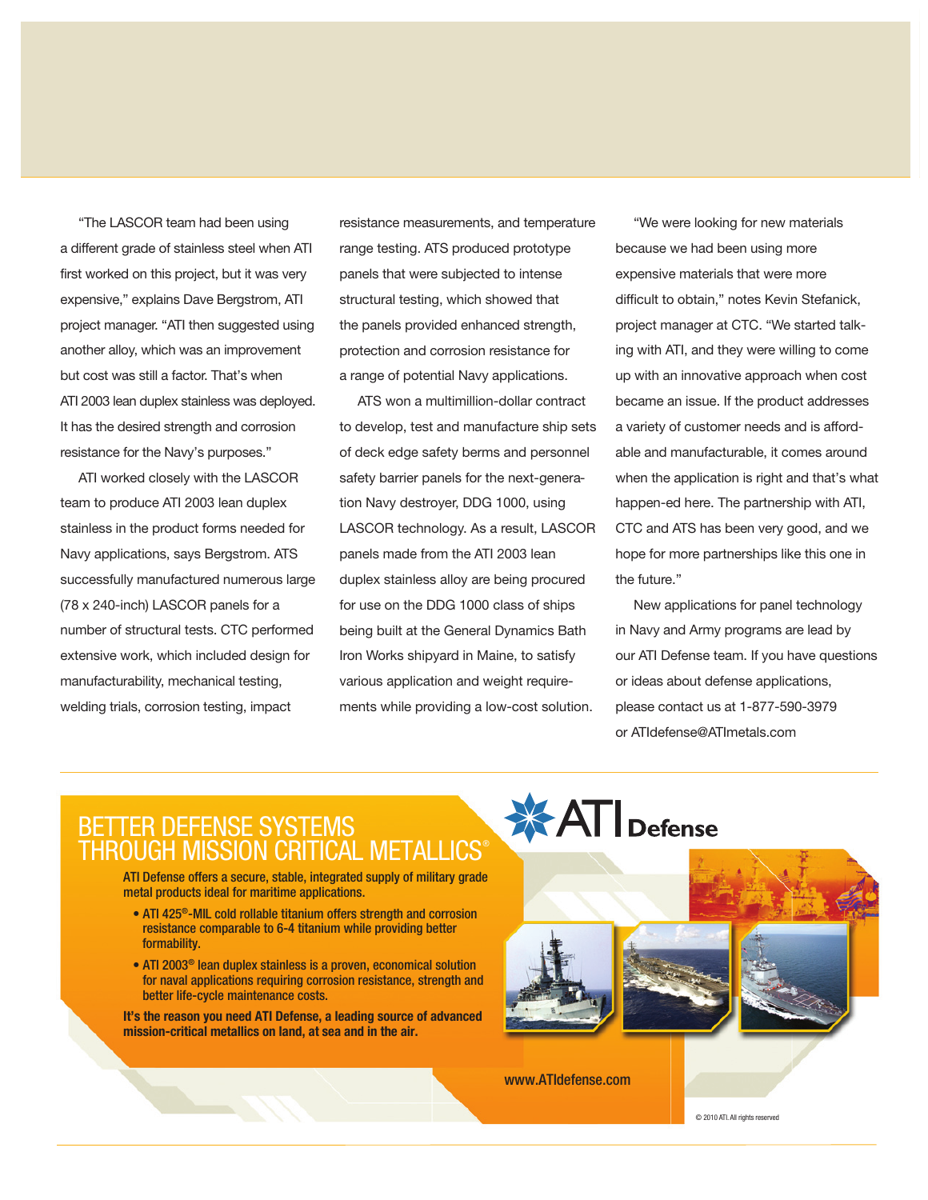"The LASCOR team had been using a different grade of stainless steel when ATI first worked on this project, but it was very expensive," explains Dave Bergstrom, ATI project manager. "ATI then suggested using another alloy, which was an improvement but cost was still a factor. That's when ATI 2003 lean duplex stainless was deployed. It has the desired strength and corrosion resistance for the Navy's purposes."

ATI worked closely with the LASCOR team to produce ATI 2003 lean duplex stainless in the product forms needed for Navy applications, says Bergstrom. ATS successfully manufactured numerous large (78 x 240-inch) LASCOR panels for a number of structural tests. CTC performed extensive work, which included design for manufacturability, mechanical testing, welding trials, corrosion testing, impact resistance measurements, and temperature range testing. ATS produced prototype panels that were subjected to intense structural testing, which showed that the panels provided enhanced strength, protection and corrosion resistance for a range of potential Navy applications.

ATS won a multimillion-dollar contract to develop, test and manufacture ship sets of deck edge safety berms and personnel safety barrier panels for the next-generation Navy destroyer, DDG 1000, using LASCOR technology. As a result, LASCOR panels made from the ATI 2003 lean duplex stainless alloy are being procured for use on the DDG 1000 class of ships being built at the General Dynamics Bath Iron Works shipyard in Maine, to satisfy various application and weight requirements while providing a low-cost solution.

"We were looking for new materials because we had been using more expensive materials that were more difficult to obtain," notes Kevin Stefanick, project manager at CTC. "We started talking with ATI, and they were willing to come up with an innovative approach when cost became an issue. If the product addresses a variety of customer needs and is affordable and manufacturable, it comes around when the application is right and that's what happen-ed here. The partnership with ATI, CTC and ATS has been very good, and we hope for more partnerships like this one in the future."

New applications for panel technology in Navy and Army programs are lead by our ATI Defense team. If you have questions or ideas about defense applications, please contact us at 1-877-590-3979 or ATIdefense@ATImetals.com

## BETTER DEFENSE SYSTEMS THROUGH MISSION CRITICAL METALLICS®

ATI Defense

**ATI Defense offers a secure, stable, integrated supply of military grade metal products ideal for maritime applications.**

- **ATI 425®-MIL cold rollable titanium offers strength and corrosion resistance comparable to 6-4 titanium while providing better formability.**
- **ATI 2003® lean duplex stainless is a proven, economical solution for naval applications requiring corrosion resistance, strength and better life-cycle maintenance costs.**

**It's the reason you need ATI Defense, a leading source of advanced mission-critical metallics on land, at sea and in the air.**

www.ATIdefense.com

© 2010 ATI. All rights reserved